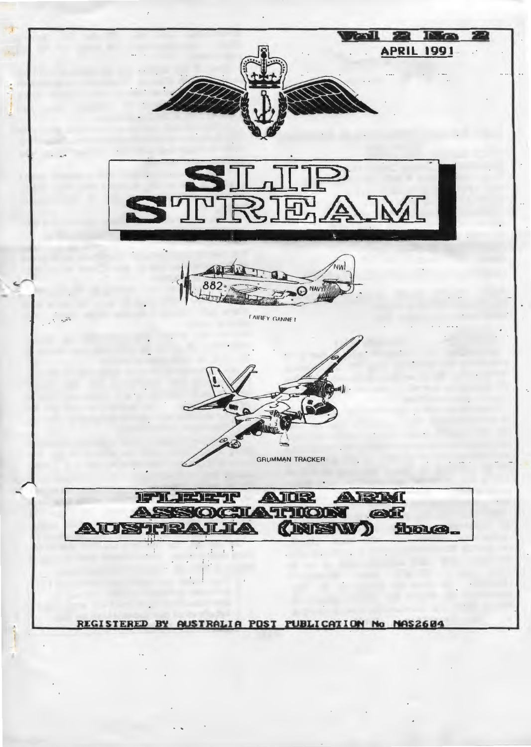Vol 2 No 2

APRIL 1991

# SLIP STREAM

FAIREY GANNET

GRUMMAN TRACKER

## FLEET AIR ARM ASSOCIATION of AUSTRALIA (NSW) inc.

REGISTERED BY AUSTRALIA POST PUBLICATION No NAS2604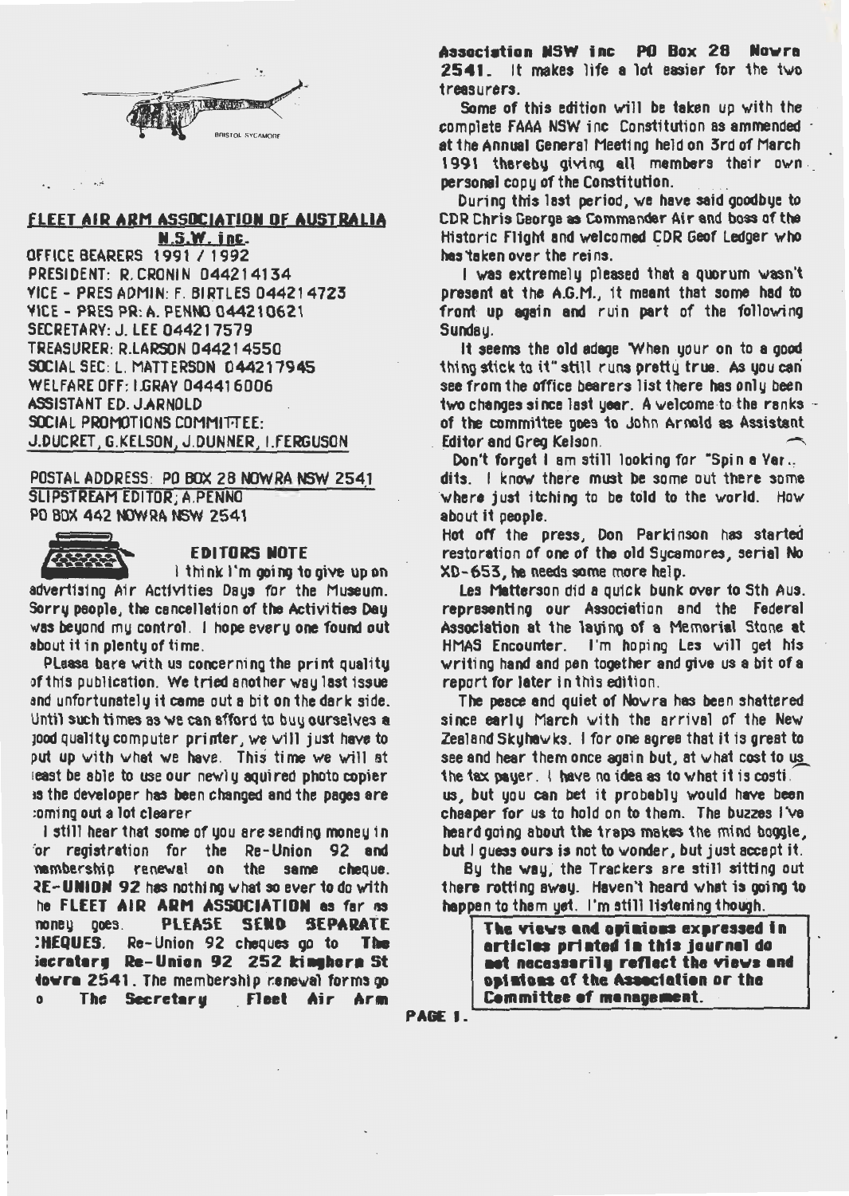BRISTOL SYCAMORE

## FLEET AIR ARM ASSOCIATION OF AUSTRALIA N.S.W. inc.

OFFICE BEARERS 1991 / 1992
PRESIDENT: R. CRONIN 044214134
VICE - PRES ADMIN: F. BIRTLES 044214723
VICE - PRES PR: A. PENNO 044210621
SECRETARY: J. LEE 044217579
TREASURER: R.LARSON 044214550
SOCIAL SEC: L. MATTERSON 044217945
WELFARE OFF: I.GRAY 044416006
ASSISTANT ED. J.ARNOLD
SOCIAL PROMOTIONS COMMITTEE:
J.DUCRET, G.KELSON, J.DUNNER, I.FERGUSON

POSTAL ADDRESS: PO BOX 28 NOWRA NSW 2541
SLIPSTREAM EDITOR; A.PENNO
PO BOX 442 NOWRA NSW 2541

### EDITORS NOTE

I think I'm going to give up on advertising Air Activities Days for the Museum. Sorry people, the cancellation of the Activities Day was beyond my control. I hope every one found out about it in plenty of time.

PLease bare with us concerning the print quality of this publication. We tried another way last issue and unfortunately it came out a bit on the dark side. Until such times as we can afford to buy ourselves a good quality computer printer, we will just have to put up with what we have. This time we will at least be able to use our newly aquired photo copier as the developer has been changed and the pages are coming out a lot clearer

I still hear that some of you are sending money in for registration for the Re-Union 92 and membership renewal on the same cheque. **RE-UNION 92** has nothing what so ever to do with the **FLEET AIR ARM ASSOCIATION** as far as money goes. **PLEASE SEND SEPARATE CHEQUES.** Re-Union 92 cheques go to **The Secretary Re-Union 92 252 Kinghorn St Nowra 2541.** The membership renewal forms go to **The Secretary Fleet Air Arm Association NSW inc PO Box 28 Nowra 2541.** It makes life a lot easier for the two treasurers.

Some of this edition will be taken up with the complete FAAA NSW inc Constitution as ammended at the Annual General Meeting held on 3rd of March 1991 thereby giving all members their own personal copy of the Constitution.

During this last period, we have said goodbye to CDR Chris George as Commander Air and boss of the Historic Flight and welcomed CDR Geof Ledger who has taken over the reins.

I was extremely pleased that a quorum wasn't present at the A.G.M., it meant that some had to front up again and ruin part of the following Sunday.

It seems the old adage "When your on to a good thing stick to it" still runs pretty true. As you can see from the office bearers list there has only been two changes since last year. A welcome to the ranks of the committee goes to John Arnold as Assistant Editor and Greg Kelson.

Don't forget I am still looking for "Spin a Ver.. dits. I know there must be some out there some where just itching to be told to the world. How about it people.

Hot off the press, Don Parkinson has started restoration of one of the old Sycamores, serial No XD-653, he needs some more help.

Les Matterson did a quick bunk over to Sth Aus. representing our Association and the Federal Association at the laying of a Memorial Stone at HMAS Encounter. I'm hoping Les will get his writing hand and pen together and give us a bit of a report for later in this edition.

The peace and quiet of Nowra has been shattered since early March with the arrival of the New Zealand Skyhawks. I for one agree that it is great to see and hear them once again but, at what cost to us the tax payer. I have no idea as to what it is costi.. us, but you can bet it probably would have been cheaper for us to hold on to them. The buzzes I've heard going about the traps makes the mind boggle, but I guess ours is not to wonder, but just accept it.

By the way, the Trackers are still sitting out there rotting away. Haven't heard what is going to happen to them yet. I'm still listening though.

**The views and opinions expressed in articles printed in this journal do not necessarily reflect the views and opinions of the Association or the Committee of management.**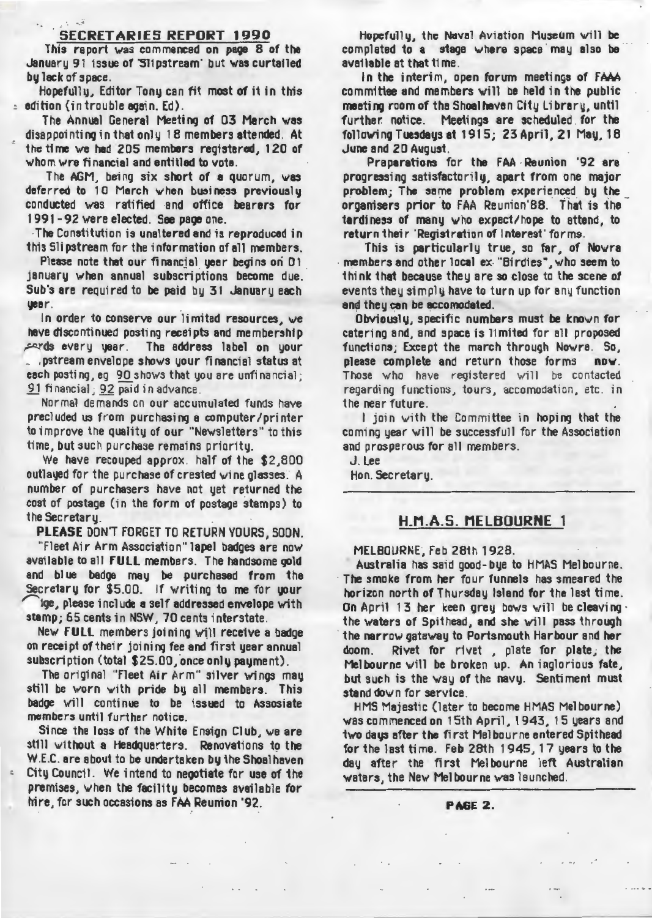## SECRETARIES REPORT 1990

This report was commenced on page 8 of the January 91 issue of 'Slipstream' but was curtailed by lack of space.

Hopefully, Editor Tony can fit most of it in this edition (in trouble again. Ed).

The Annual General Meeting of 03 March was disappointing in that only 18 members attended. At the time we had 205 members registered, 120 of whom wre financial and entitled to vote.

The AGM, being six short of a quorum, was deferred to 10 March when business previously conducted was ratified and office bearers for 1991-92 were elected. See page one.

The Constitution is unaltered and is reproduced in this Slipstream for the information of all members.

Please note that our financial year begins on 01 january when annual subscriptions become due. Sub's are required to be paid by 31 January each year.

In order to conserve our limited resources, we have discontinued posting receipts and membership cards every year. The address label on your Slipstream envelope shows your financial status at each posting, eg 90 shows that you are unfinancial; 91 financial; 92 paid in advance.

Normal demands on our accumulated funds have precluded us from purchasing a computer/printer to improve the quality of our "Newsletters" to this time, but such purchase remains priority.

We have recouped approx. half of the $2,800 outlayed for the purchase of crested wine glasses. A number of purchasers have not yet returned the cost of postage (in the form of postage stamps) to the Secretary.

**PLEASE** DON'T FORGET TO RETURN YOURS, SOON.

"Fleet Air Arm Association" lapel badges are now available to all **FULL** members. The handsome gold and blue badge may be purchased from the Secretary for $5.00. If writing to me for your badge, please include a self addressed envelope with stamp; 65 cents in NSW, 70 cents interstate.

New **FULL** members joining will receive a badge on receipt of their joining fee and first year annual subscription (total $25.00, once only payment).

The original "Fleet Air Arm" silver wings may still be worn with pride by all members. This badge will continue to be issued to Assosiate members until further notice.

Since the loss of the White Ensign Club, we are still without a Headquarters. Renovations to the W.E.C. are about to be undertaken by the Shoalhaven City Council. We intend to negotiate for use of the premises, when the facility becomes available for hire, for such occasions as FAA Reunion '92.

Hopefully, the Naval Aviation Museum will be completed to a stage where space may also be available at that time.

In the interim, open forum meetings of FAAA committee and members will be held in the public meeting room of the Shoalhaven City Library, until further notice. Meetings are scheduled for the following Tuesdays at 1915; 23 April, 21 May, 18 June and 20 August.

Preparations for the FAA Reunion '92 are progressing satisfactorily, apart from one major problem; The same problem experienced by the organisers prior to FAA Reunion'88. That is the tardiness of many who expect/hope to attend, to return their 'Registration of Interest' forms.

This is particularly true, so far, of Nowra members and other local ex "Birdies", who seem to think that because they are so close to the scene of events they simply have to turn up for any function and they can be accomodated.

Obviously, specific numbers must be known for catering and, and space is limited for all proposed functions; Except the march through Nowra. So, please complete and return those forms **now**. Those who have registered will be contacted regarding functions, tours, accomodation, etc. in the near future.

I join with the Committee in hoping that the coming year will be successfull for the Association and prosperous for all members.

J. Lee
Hon. Secretary.

---

## H.M.A.S. MELBOURNE 1

MELBOURNE, Feb 28th 1928.

Australia has said good-bye to HMAS Melbourne. The smoke from her four funnels has smeared the horizon north of Thursday Island for the last time. On April 13 her keen grey bows will be cleaving the waters of Spithead, and she will pass through the narrow gateway to Portsmouth Harbour and her doom. Rivet for rivet, plate for plate, the Melbourne will be broken up. An inglorious fate, but such is the way of the navy. Sentiment must stand down for service.

HMS Majestic (later to become HMAS Melbourne) was commenced on 15th April, 1943, 15 years and two days after the first Melbourne entered Spithead for the last time. Feb 28th 1945, 17 years to the day after the first Melbourne left Australian waters, the New Melbourne was launched.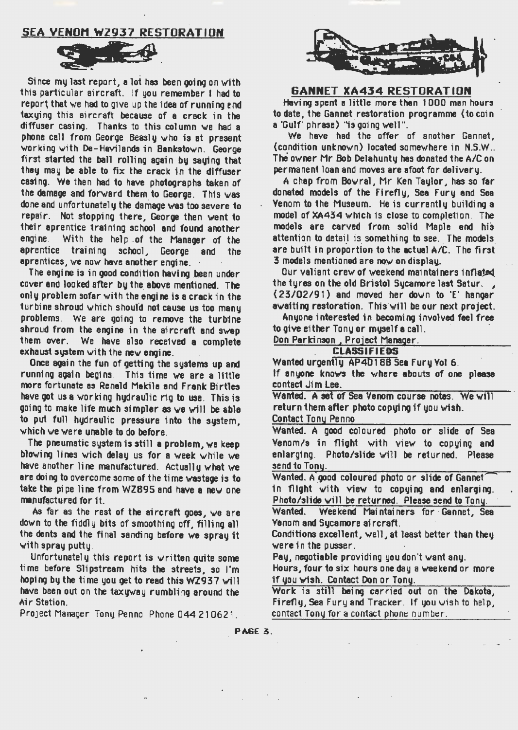## SEA VENOM WZ937 RESTORATION

Since my last report, a lot has been going on with this particular aircraft. If you remember I had to report that we had to give up the idea of running and taxying this aircraft because of a crack in the diffuser casing. Thanks to this column we had a phone call from George Beasly who is at present working with De-Havilands in Bankstown. George first started the ball rolling again by saying that they may be able to fix the crack in the diffuser casing. We then had to have photographs taken of the damage and forward them to George. This was done and unfortunately the damage was too severe to repair. Not stopping there, George then went to their aprentice training school and found another engine. With the help of the Manager of the aprentice training school, George and the aprentices, we now have another engine.

The engine is in good condition having been under cover and looked after by the above mentioned. The only problem sofar with the engine is a crack in the turbine shroud which should not cause us too many problems. We are going to remove the turbine shroud from the engine in the aircraft and swap them over. We have also received a complete exhaust system with the new engine.

Once again the fun of getting the systems up and running again begins. This time we are a little more fortunate as Renald Makila and Frank Birtles have got us a working hydraulic rig to use. This is going to make life much simpler as we will be able to put full hydraulic pressure into the system, which we were unable to do before.

The pneumatic system is still a problem, we keep blowing lines wich delay us for a week while we have another line manufactured. Actually what we are doing to overcome some of the time wastage is to take the pipe line from WZ895 and have a new one manufactured for it.

As far as the rest of the aircraft goes, we are down to the fiddly bits of smoothing off, filling all the dents and the final sanding before we spray it with spray putty.

Unfortunately this report is written quite some time before Slipstream hits the streets, so I'm hoping by the time you get to read this WZ937 will have been out on the taxyway rumbling around the Air Station.

Project Manager Tony Penno Phone 044 210621.

## GANNET XA434 RESTORATION

Having spent a little more than 1000 man hours to date, the Gannet restoration programme (to coin a 'Gulf' phrase) "is going well".

We have had the offer of another Gannet, (condition unknown) located somewhere in N.S.W.. The owner Mr Bob Delahunty has donated the A/C on permanent loan and moves are afoot for delivery.

A chap from Bowral, Mr Ken Taylor, has so far donated models of the Firefly, Sea Fury and Sea Venom to the Museum. He is currently building a model of XA434 which is close to completion. The models are carved from solid Maple and his attention to detail is something to see. The models are built in proportion to the actual A/C. The first 3 models mentioned are now on display.

Our valiant crew of weekend maintainers inflated the tyres on the old Bristol Sycamore last Satur. , (23/02/91) and moved her down to 'E' hangar awaiting restoration. This will be our next project.

Anyone interested in becoming involved feel free to give either Tony or myself a call.

Don Parkinson , Project Manager.

## CLASSIFIEDS

Wanted urgently AP4D188 Sea Fury Vol 6.
If anyone knows the where abouts of one please contact Jim Lee.

Wanted. A set of Sea Venom course notes. We will return them after photo copying if you wish.
Contact Tony Penno

Wanted. A good coloured photo or slide of Sea Venom/s in flight with view to copying and enlarging. Photo/slide will be returned. Please send to Tony.

Wanted. A good coloured photo or slide of Gannet in flight with view to copying and enlarging. Photo/slide will be returned. Please send to Tony.

Wanted. Weekend Maintainers for Gannet, Sea Venom and Sycamore aircraft.
Conditions excellent, well, at least better than they were in the pusser.
Pay, negotiable providing you don't want any.
Hours, four to six hours one day a weekend or more if you wish. Contact Don or Tony.

Work is still being carried out on the Dakota, Firefly, Sea Fury and Tracker. If you wish to help, contact Tony for a contact phone number.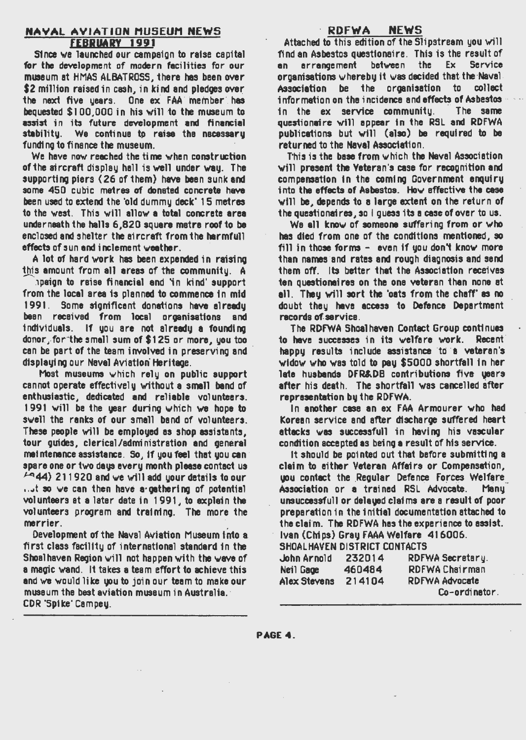## NAVAL AVIATION MUSEUM NEWS FEBRUARY 1991

Since we launched our campaign to raise capital for the development of modern facilities for our museum at HMAS ALBATROSS, there has been over $2 million raised in cash, in kind and pledges over the next five years. One ex FAA member has bequested $100,000 in his will to the museum to assist in its future development and financial stability. We continue to raise the necessary funding to finance the museum.

We have now reached the time when construction of the aircraft display hall is well under way. The supporting piers (26 of them) have been sunk and some 450 cubic metres of donated concrete have been used to extend the 'old dummy deck' 15 metres to the west. This will allow a total concrete area underneath the halls 6,820 square metre roof to be enclosed and shelter the aircraft from the harmfull effects of sun and inclement weather.

A lot of hard work has been expended in raising this amount from all areas of the community. A campaign to raise financial and 'in kind' support from the local area is planned to commence in mid 1991. Some significant donations have already been received from local organisations and individuals. If you are not already a founding donor, for the small sum of $125 or more, you too can be part of the team involved in preserving and displaying our Naval Aviation Heritage.

Most museums which rely on public support cannot operate effectively without a small band of enthusiastic, dedicated and reliable volunteers. 1991 will be the year during which we hope to swell the ranks of our small band of volunteers. These people will be employed as shop assistants, tour guides, clerical/administration and general maintenance assistance. So, if you feel that you can spare one or two days every month please contact us (044) 211920 and we will add your details to our list so we can then have a gathering of potential volunteers at a later date in 1991, to explain the volunteers program and training. The more the merrier.

Development of the Naval Aviation Museum into a first class facility of international standard in the Shoalhaven Region will not happen with the wave of a magic wand. It takes a team effort to achieve this and we would like you to join our team to make our museum the best aviation museum in Australia.

CDR 'Spike' Campey.

## RDFWA NEWS

Attached to this edition of the Slipstream you will find an Asbestos questionaire. This is the result of an arrangement between the Ex Service organisations whereby it was decided that the Naval Association be the organisation to collect information on the incidence and effects of Asbestos in the ex service community. The same questionaire will appear in the RSL and RDFWA publications but will (also) be required to be returned to the Naval Association.

This is the base from which the Naval Association will present the Veteran's case for recognition and compensation in the coming Government enquiry into the effects of Asbestos. How effective the case will be, depends to a large extent on the return of the questionaires, so I guess its a case of over to us.

We all know of someone suffering from or who has died from one of the conditions mentioned, so fill in those forms - even if you don't know more than names and rates and rough diagnosis and send them off. Its better that the Association receives ten questionaires on the one veteran than none at all. They will sort the 'oats from the chaff' as no doubt they have access to Defence Department records of service.

The RDFWA Shoalhaven Contact Group continues to have successes in its welfare work. Recent happy results include assistance to a veteran's widow who was told to pay $5000 shortfall in her late husbands DFR&DB contributions five years after his death. The shortfall was cancelled after representation by the RDFWA.

In another case an ex FAA Armourer who had Korean service and after discharge suffered heart attacks was successfull in having his vascular condition accepted as being a result of his service.

It should be pointed out that before submitting a claim to either Veteran Affairs or Compensation, you contact the Regular Defence Forces Welfare Association or a trained RSL Advocate. Many unsuccessfull or delayed claims are a result of poor preparation in the initial documentation attached to the claim. The RDFWA has the experience to assist.

Ivan (Chips) Gray FAAA Welfare 416006.

SHOALHAVEN DISTRICT CONTACTS

| | | |
|---|---|---|
| John Arnold | 232014 | RDFWA Secretary. |
| Neil Gage | 460484 | RDFWA Chairman |
| Alex Stevens | 214104 | RDFWA Advocate Co-ordinator. |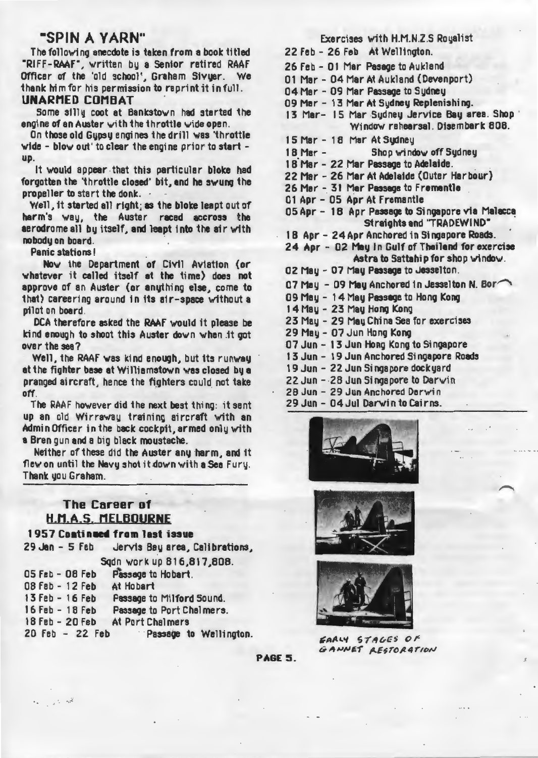## "SPIN A YARN"

The following anecdote is taken from a book titled "RIFF-RAAF", written by a Senior retired RAAF Officer of the 'old school', Graham Sivyer. We thank him for his permission to reprint it in full.

### UNARMED COMBAT

Some silly coot at Bankstown had started the engine of an Auster with the throttle wide open.

On those old Gypsy engines the drill was 'throttle wide - blow out' to clear the engine prior to start - up.

It would appear that this particular bloke had forgotten the 'throttle closed' bit, and he swung the propeller to start the donk.

Well, it started all right; as the bloke leapt out of harm's way, the Auster raced accross the aerodrome all by itself, and leapt into the air with nobody on board.

Panic stations!

Now the Department of Civil Aviation (or whatever it called itself at the time) does not approve of an Auster (or anything else, come to that) careering around in its air-space without a pilot on board.

DCA therefore asked the RAAF would it please be kind enough to shoot this Auster down when it got over the sea?

Well, the RAAF was kind enough, but its runway at the fighter base at Williamstown was closed by a pranged aircraft, hence the fighters could not take off.

The RAAF however did the next best thing: it sent up an old Wirraway training aircraft with an Admin Officer in the back cockpit, armed only with a Bren gun and a big black moustache.

Neither of these did the Auster any harm, and it flew on until the Navy shot it down with a Sea Fury. Thank you Graham.

## The Career of H.M.A.S. MELBOURNE

**1957 Continued from last issue**

29 Jan - 5 Feb Jervis Bay area, Calibrations, Sqdn work up 816,817,808.
05 Feb - 08 Feb Passage to Hobart.
08 Feb - 12 Feb At Hobart
13 Feb - 16 Feb Passage to Milford Sound.
16 Feb - 18 Feb Passage to Port Chalmers.
18 Feb - 20 Feb At Port Chalmers
20 Feb - 22 Feb Passage to Wellington.

Exercises with H.M.N.Z.S Royalist
22 Feb - 26 Feb At Wellington.
26 Feb - 01 Mar Pasage to Aukland
01 Mar - 04 Mar At Aukland (Devenport)
04 Mar - 09 Mar Passage to Sydney
09 Mar - 13 Mar At Sydney Replenishing.
13 Mar - 15 Mar Sydney Jervice Bay area. Shop Window rehearsal. Disembark 808.
15 Mar - 18 Mar At Sydney
18 Mar - Shop window off Sydney
18 Mar - 22 Mar Passage to Adelaide.
22 Mar - 26 Mar At Adelaide (Outer Harbour)
26 Mar - 31 Mar Passage to Fremantle
01 Apr - 05 Apr At Fremantle
05 Apr - 18 Apr Passage to Singapore via Malacca Straights and "TRADEWIND"
18 Apr - 24 Apr Anchored in Singapore Roads.
24 Apr - 02 May In Gulf of Thailand for exercise Astra to Sattahip for shop window.
02 May - 07 May Passage to Jesselton.
07 May - 09 May Anchored in Jesselton N. Bor
09 May - 14 May Passage to Hong Kong
14 May - 23 May Hong Kong
23 May - 29 May China Sea for exercises
29 May - 07 Jun Hong Kong
07 Jun - 13 Jun Hong Kong to Singapore
13 Jun - 19 Jun Anchored Singapore Roads
19 Jun - 22 Jun Singapore dockyard
22 Jun - 28 Jun Singapore to Darwin
28 Jun - 29 Jun Anchored Darwin
29 Jun - 04 Jul Darwin to Cairns.

EARLY STAGES OF GANNET RESTORATION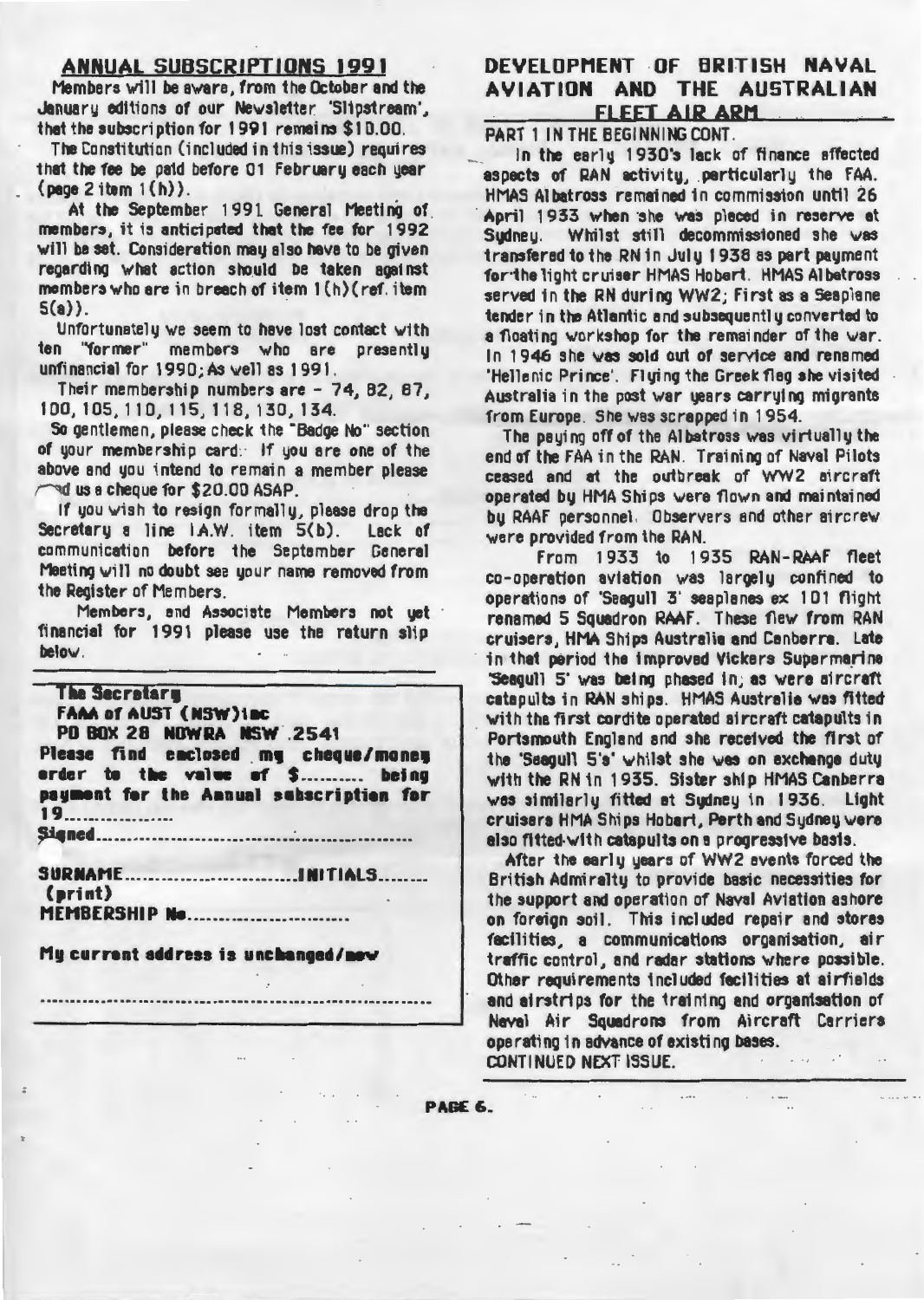## ANNUAL SUBSCRIPTIONS 1991

Members will be aware, from the October and the January editions of our Newsletter 'Slipstream', that the subscription for 1991 remains $10.00.

The Constitution (included in this issue) requires that the fee be paid before 01 February each year (page 2 item 1(h)).

At the September 1991 General Meeting of members, it is anticipated that the fee for 1992 will be set. Consideration may also have to be given regarding what action should be taken against members who are in breach of item 1(h)(ref. item 5(a)).

Unfortunately we seem to have lost contact with ten "former" members who are presently unfinancial for 1990; As well as 1991.

Their membership numbers are - 74, 82, 87, 100, 105, 110, 115, 118, 130, 134.

So gentlemen, please check the "Badge No" section of your membership card. If you are one of the above and you intend to remain a member please send us a cheque for $20.00 ASAP.

If you wish to resign formally, please drop the Secretary a line IA.W. item 5(b). Lack of communication before the September General Meeting will no doubt see your name removed from the Register of Members.

Members, and Associate Members not yet financial for 1991 please use the return slip below.

---

**The Secretary**
**FAAA of AUST (NSW)inc**
**PO BOX 28 NOWRA NSW 2541**
**Please find enclosed my cheque/money order to the value of $.......... being payment for the Annual subscription for 19................**
**Signed..................................................**

**SURNAME...........................INITIALS........**
**(print)**
**MEMBERSHIP No..........................**

**My current address is unchanged/new**

..................................................................

---

## DEVELOPMENT OF BRITISH NAVAL AVIATION AND THE AUSTRALIAN FLEET AIR ARM

PART 1 IN THE BEGINNING CONT.

In the early 1930's lack of finance affected aspects of RAN activity, particularly the FAA. HMAS Albatross remained in commission until 26 April 1933 when she was placed in reserve at Sydney. Whilst still decommissioned she was transfered to the RN in July 1938 as part payment for the light cruiser HMAS Hobart. HMAS Albatross served in the RN during WW2; First as a Seaplane tender in the Atlantic and subsequently converted to a floating workshop for the remainder of the war. In 1946 she was sold out of service and renamed 'Hellenic Prince'. Flying the Greek flag she visited Australia in the post war years carrying migrants from Europe. She was scrapped in 1954.

The paying off of the Albatross was virtually the end of the FAA in the RAN. Training of Naval Pilots ceased and at the outbreak of WW2 aircraft operated by HMA Ships were flown and maintained by RAAF personnel. Observers and other aircrew were provided from the RAN.

From 1933 to 1935 RAN-RAAF fleet co-operation aviation was largely confined to operations of 'Seagull 3' seaplanes ex 101 flight renamed 5 Squadron RAAF. These flew from RAN cruisers, HMA Ships Australia and Canberra. Late in that period the improved Vickers Supermarine 'Seagull 5' was being phased in, as were aircraft catapults in RAN ships. HMAS Australia was fitted with the first cordite operated aircraft catapults in Portsmouth England and she received the first of the 'Seagull 5's' whilst she was on exchange duty with the RN in 1935. Sister ship HMAS Canberra was similarly fitted at Sydney in 1936. Light cruisers HMA Ships Hobart, Perth and Sydney were also fitted with catapults on a progressive basis.

After the early years of WW2 events forced the British Admiralty to provide basic necessities for the support and operation of Naval Aviation ashore on foreign soil. This included repair and stores facilities, a communications organisation, air traffic control, and radar stations where possible. Other requirements included facilities at airfields and airstrips for the training and organisation of Naval Air Squadrons from Aircraft Carriers operating in advance of existing bases.

CONTINUED NEXT ISSUE.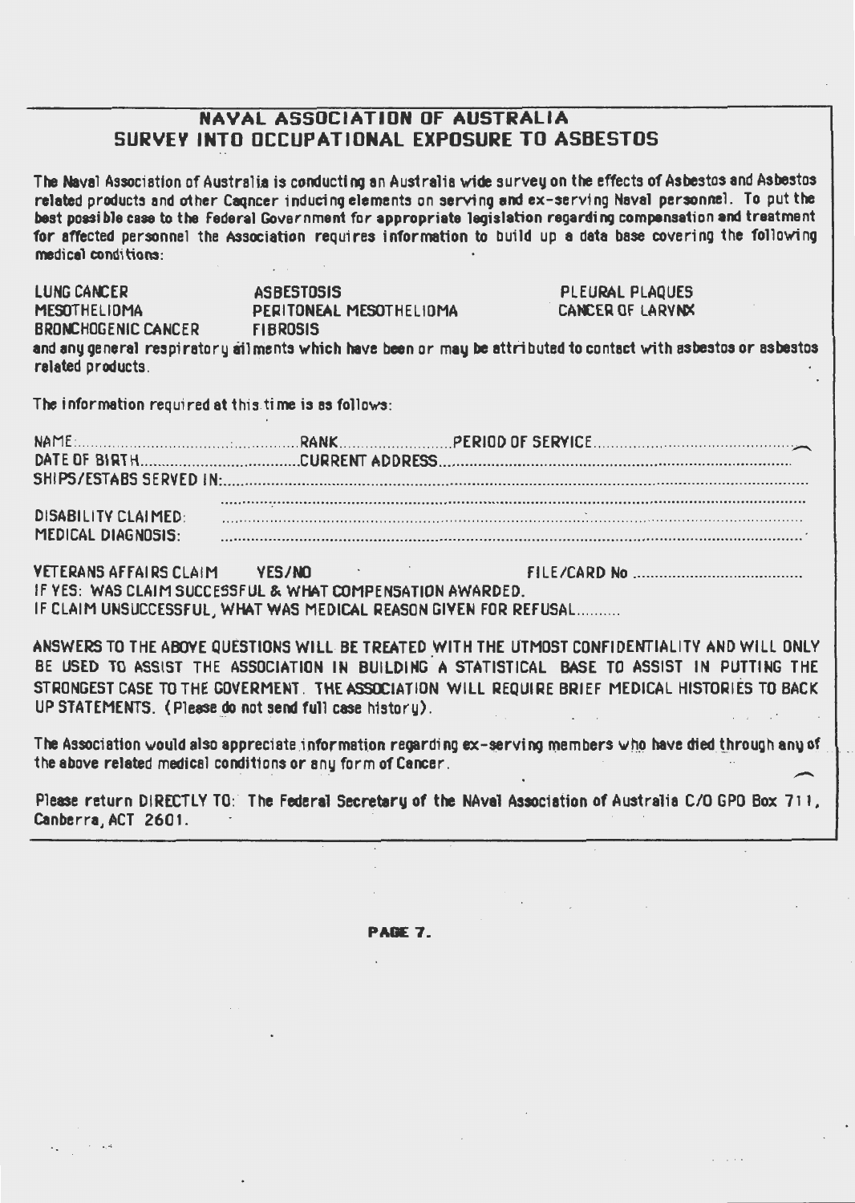# NAVAL ASSOCIATION OF AUSTRALIA
## SURVEY INTO OCCUPATIONAL EXPOSURE TO ASBESTOS

The Naval Association of Australia is conducting an Australia wide survey on the effects of Asbestos and Asbestos related products and other Caqncer inducing elements on serving and ex-serving Naval personnel. To put the best possible case to the Federal Government for appropriate legislation regarding compensation and treatment for affected personnel the Association requires information to build up a data base covering the following medical conditions:

| | | |
|---|---|---|
| LUNG CANCER | ASBESTOSIS | PLEURAL PLAQUES |
| MESOTHELIOMA | PERITONEAL MESOTHELIOMA | CANCER OF LARYNX |
| BRONCHOGENIC CANCER | FIBROSIS | |

and any general respiratory ailments which have been or may be attributed to contact with asbestos or asbestos related products.

The information required at this time is as follows:

NAME.................................................RANK..........................PERIOD OF SERVICE.............................................

DATE OF BIRTH....................................CURRENT ADDRESS...............................................................................

SHIPS/ESTABS SERVED IN:.......................................................................................................................

..................................................................................................................................................

DISABILITY CLAIMED: ...............................................................................................................

MEDICAL DIAGNOSIS: ...............................................................................................................

VETERANS AFFAIRS CLAIM YES/NO FILE/CARD No .......................................

IF YES: WAS CLAIM SUCCESSFUL & WHAT COMPENSATION AWARDED.

IF CLAIM UNSUCCESSFUL, WHAT WAS MEDICAL REASON GIVEN FOR REFUSAL..........

ANSWERS TO THE ABOVE QUESTIONS WILL BE TREATED WITH THE UTMOST CONFIDENTIALITY AND WILL ONLY BE USED TO ASSIST THE ASSOCIATION IN BUILDING A STATISTICAL BASE TO ASSIST IN PUTTING THE STRONGEST CASE TO THE GOVERMENT. THE ASSOCIATION WILL REQUIRE BRIEF MEDICAL HISTORIES TO BACK UP STATEMENTS. (Please do not send full case history).

The Association would also appreciate information regarding ex-serving members who have died through any of the above related medical conditions or any form of Cancer.

Please return DIRECTLY TO: The Federal Secretary of the NAval Association of Australia C/O GPO Box 711, Canberra, ACT 2601.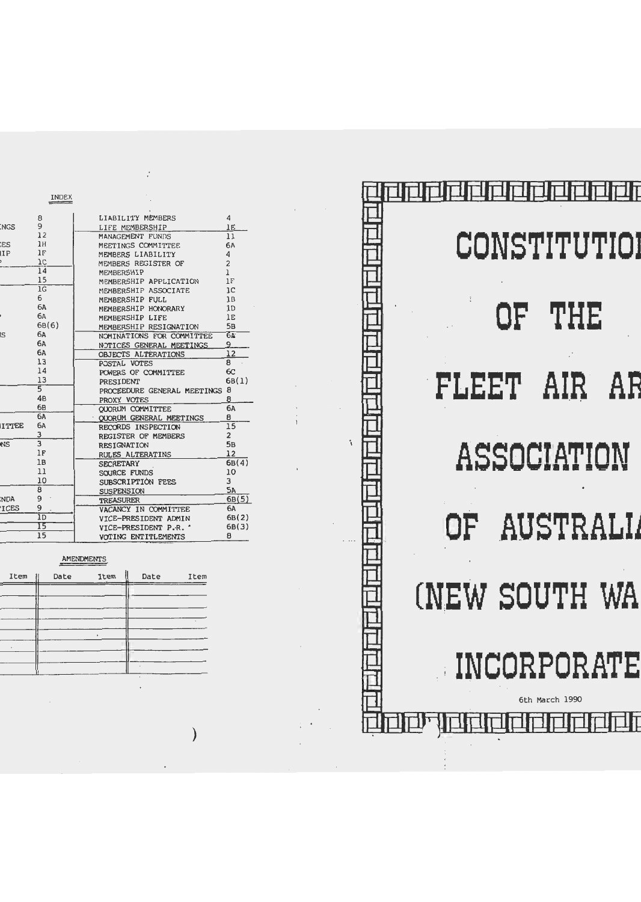INDEX

| | |
|---|---|
| 8 | |
| ENGS 9 | |
| 12 | |
| ES 1H | |
| IP 1F | |
| 1C | |
| 14 | |
| 15 | |
| 1G | |
| 6 | |
| 6A | |
| 6A | |
| 6B(6) | |
| IS 6A | |
| 6A | |
| 6A | |
| 13 | |
| 14 | |
| 13 | |
| 5 | |
| 4B | |
| 6B | |
| 6A | |
| ITTEE 6A | |
| 3 | |
| NS 3 | |
| 1F | |
| 1B | |
| 11 | |
| 10 | |
| 8 | |
| NDA 9 | |
| ICES 9 | |
| 1D | |
| 15 | |
| 15 | |

| | |
|---|---|
| LIABILITY MEMBERS | 4 |
| LIFE MEMBERSHIP | 1E |
| MANAGEMENT FUNDS | 11 |
| MEETINGS COMMITTEE | 6A |
| MEMBERS LIABILITY | 4 |
| MEMBERS REGISTER OF | 2 |
| MEMBERSHIP | 1 |
| MEMBERSHIP APPLICATION | 1F |
| MEMBERSHIP ASSOCIATE | 1C |
| MEMBERSHIP FULL | 1B |
| MEMBERSHIP HONORARY | 1D |
| MEMBERSHIP LIFE | 1E |
| MEMBERSHIP RESIGNATION | 5B |
| NOMINATIONS FOR COMMITTEE | 6A |
| NOTICES GENERAL MEETINGS | 9 |
| OBJECTS ALTERATIONS | 12 |
| POSTAL VOTES | 8 |
| POWERS OF COMMITTEE | 6C |
| PRESIDENT | 6B(1) |
| PROCEEDURE GENERAL MEETINGS | 8 |
| PROXY VOTES | 8 |
| QUORUM COMMITTEE | 6A |
| QUORUM GENERAL MEETINGS | 8 |
| RECORDS INSPECTION | 15 |
| REGISTER OF MEMBERS | 2 |
| RESIGNATION | 5B |
| RULES ALTERATINS | 12 |
| SECRETARY | 6B(4) |
| SOURCE FUNDS | 10 |
| SUBSCRIPTION FEES | 3 |
| SUSPENSION | 5A |
| TREASURER | 6B(5) |
| VACANCY IN COMMITTEE | 6A |
| VICE-PRESIDENT ADMIN | 6B(2) |
| VICE-PRESIDENT P.R. | 6B(3) |
| VOTING ENTITLEMENTS | 8 |

AMENDMENTS

| Item | Date | Item | Date | Item |
|---|---|---|---|---|
| | | | | |
| | | | | |
| | | | | |
| | | | | |
| | | | | |
| | | | | |
| | | | | |

# CONSTITUTION OF THE FLEET AIR AR[M] ASSOCIATION OF AUSTRALIA (NEW SOUTH WA[LES]) INCORPORATE[D]

6th March 1990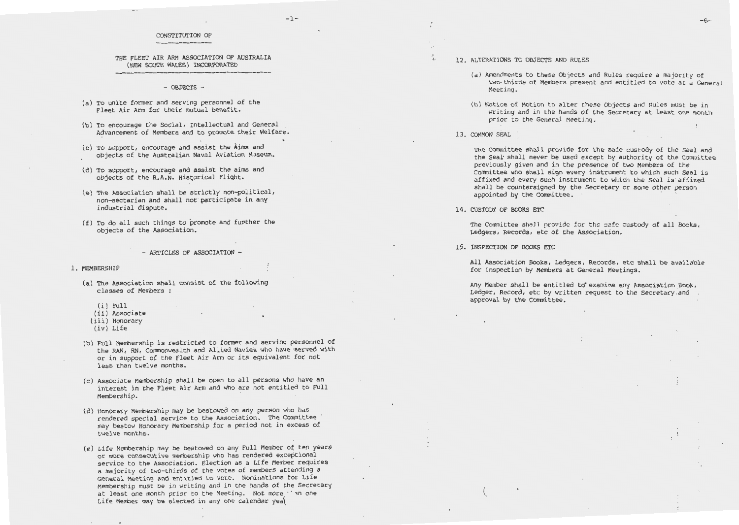# CONSTITUTION OF

## THE FLEET AIR ARM ASSOCIATION OF AUSTRALIA (NEW SOUTH WALES) INCORPORATED

### - OBJECTS -

(a) To unite former and serving personnel of the Fleet Air Arm for their mutual benefit.

(b) To encourage the Social, Intellectual and General Advancement of Members and to promote their Welfare.

(c) To support, encourage and assist the aims and objects of the Australian Naval Aviation Museum.

(d) To support, encourage and assist the aims and objects of the R.A.N. Historical Flight.

(e) The Association shall be strictly non-political, non-sectarian and shall not participate in any industrial dispute.

(f) To do all such things to promote and further the objects of the Association.

### - ARTICLES OF ASSOCIATION -

1. MEMBERSHIP

(a) The Association shall consist of the following classes of Members :

(i) Full
(ii) Associate
(iii) Honorary
(iv) Life

(b) Full Membership is restricted to former and serving personnel of the RAN, RN, Commonwealth and Allied Navies who have served with or in support of the Fleet Air Arm or its equivalent for not less than twelve months.

(c) Associate Membership shall be open to all persons who have an interest in the Fleet Air Arm and who are not entitled to Full Membership.

(d) Honorary Membership may be bestowed on any person who has rendered special service to the Association. The Committee may bestow Honorary Membership for a period not in excess of twelve months.

(e) Life Membership may be bestowed on any Full Member of ten years or more consecutive membership who has rendered exceptional service to the Association. Election as a Life Member requires a majority of two-thirds of the votes of members attending a General Meeting and entitled to vote. Nominations for Life Membership must be in writing and in the hands of the Secretary at least one month prior to the Meeting. Not more ''an one Life Member may be elected in any one calendar yea(

12. ALTERATIONS TO OBJECTS AND RULES

(a) Amendments to these Objects and Rules require a majority of two-thirds of Members present and entitled to vote at a General Meeting.

(b) Notice of Motion to alter these Objects and Rules must be in writing and in the hands of the Secretary at least one month prior to the General Meeting.

13. COMMON SEAL

The Committee shall provide for the safe custody of the Seal and the Seal shall never be used except by authority of the Committee previously given and in the presence of two Members of the Committee who shall sign every instrument to which such Seal is affixed and every such instrument to which the Seal is affixed shall be countersigned by the Secretary or some other person appointed by the Committee.

14. CUSTODY OF BOOKS ETC

The Committee shall provide for the safe custody of all Books, Ledgers, Records, etc of the Association.

15. INSPECTION OF BOOKS ETC

All Association Books, Ledgers, Records, etc shall be available for inspection by Members at General Meetings.

Any Member shall be entitled to examine any Association Book, Ledger, Record, etc by written request to the Secretary and approval by the Committee.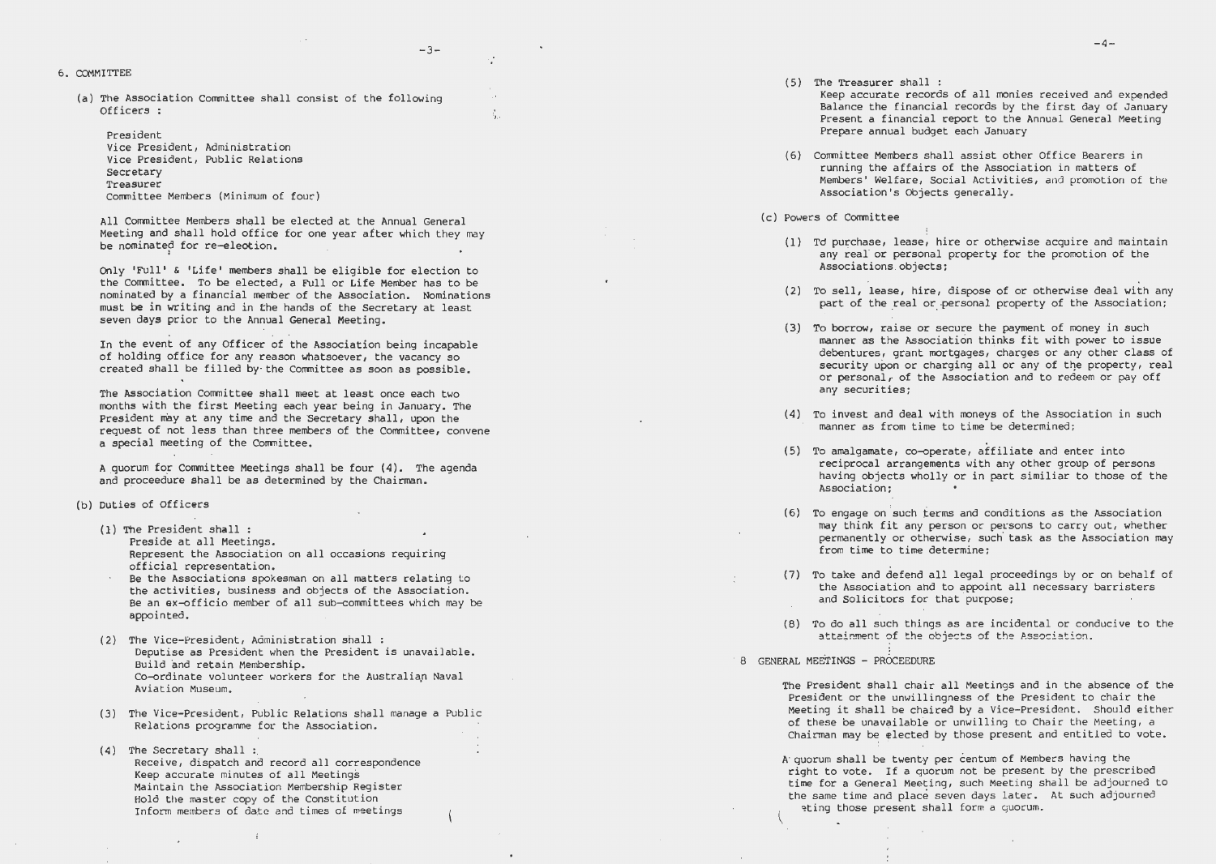## 6. COMMITTEE

(a) The Association Committee shall consist of the following Officers :

President
Vice President, Administration
Vice President, Public Relations
Secretary
Treasurer
Committee Members (Minimum of four)

All Committee Members shall be elected at the Annual General Meeting and shall hold office for one year after which they may be nominated for re-election.

Only 'Full' & 'Life' members shall be eligible for election to the Committee. To be elected, a Full or Life Member has to be nominated by a financial member of the Association. Nominations must be in writing and in the hands of the Secretary at least seven days prior to the Annual General Meeting.

In the event of any Officer of the Association being incapable of holding office for any reason whatsoever, the vacancy so created shall be filled by the Committee as soon as possible.

The Association Committee shall meet at least once each two months with the first Meeting each year being in January. The President may at any time and the Secretary shall, upon the request of not less than three members of the Committee, convene a special meeting of the Committee.

A quorum for Committee Meetings shall be four (4). The agenda and proceedure shall be as determined by the Chairman.

(b) Duties of Officers

(1) The President shall :
Preside at all Meetings.
Represent the Association on all occasions requiring official representation.
Be the Associations spokesman on all matters relating to the activities, business and objects of the Association.
Be an ex-officio member of all sub-committees which may be appointed.

(2) The Vice-President, Administration shall :
Deputise as President when the President is unavailable.
Build and retain Membership.
Co-ordinate volunteer workers for the Australian Naval Aviation Museum.

(3) The Vice-President, Public Relations shall manage a Public Relations programme for the Association.

(4) The Secretary shall :
Receive, dispatch and record all correspondence
Keep accurate minutes of all Meetings
Maintain the Association Membership Register
Hold the master copy of the Constitution
Inform members of date and times of meetings

(5) The Treasurer shall :
Keep accurate records of all monies received and expended
Balance the financial records by the first day of January
Present a financial report to the Annual General Meeting
Prepare annual budget each January

(6) Committee Members shall assist other Office Bearers in running the affairs of the Association in matters of Members' Welfare, Social Activities, and promotion of the Association's Objects generally.

(c) Powers of Committee

(1) To purchase, lease, hire or otherwise acquire and maintain any real or personal property for the promotion of the Associations objects;

(2) To sell, lease, hire, dispose of or otherwise deal with any part of the real or personal property of the Association;

(3) To borrow, raise or secure the payment of money in such manner as the Association thinks fit with power to issue debentures, grant mortgages, charges or any other class of security upon or charging all or any of the property, real or personal, of the Association and to redeem or pay off any securities;

(4) To invest and deal with moneys of the Association in such manner as from time to time be determined;

(5) To amalgamate, co-operate, affiliate and enter into reciprocal arrangements with any other group of persons having objects wholly or in part similiar to those of the Association;

(6) To engage on such terms and conditions as the Association may think fit any person or persons to carry out, whether permanently or otherwise, such task as the Association may from time to time determine;

(7) To take and defend all legal proceedings by or on behalf of the Association and to appoint all necessary barristers and Solicitors for that purpose;

(8) To do all such things as are incidental or conducive to the attainment of the objects of the Association.

## 8 GENERAL MEETINGS - PROCEEDURE

The President shall chair all Meetings and in the absence of the President or the unwillingness of the President to chair the Meeting it shall be chaired by a Vice-President. Should either of these be unavailable or unwilling to Chair the Meeting, a Chairman may be elected by those present and entitled to vote.

A quorum shall be twenty per centum of Members having the right to vote. If a quorum not be present by the prescribed time for a General Meeting, such Meeting shall be adjourned to the same time and place seven days later. At such adjourned meeting those present shall form a quorum.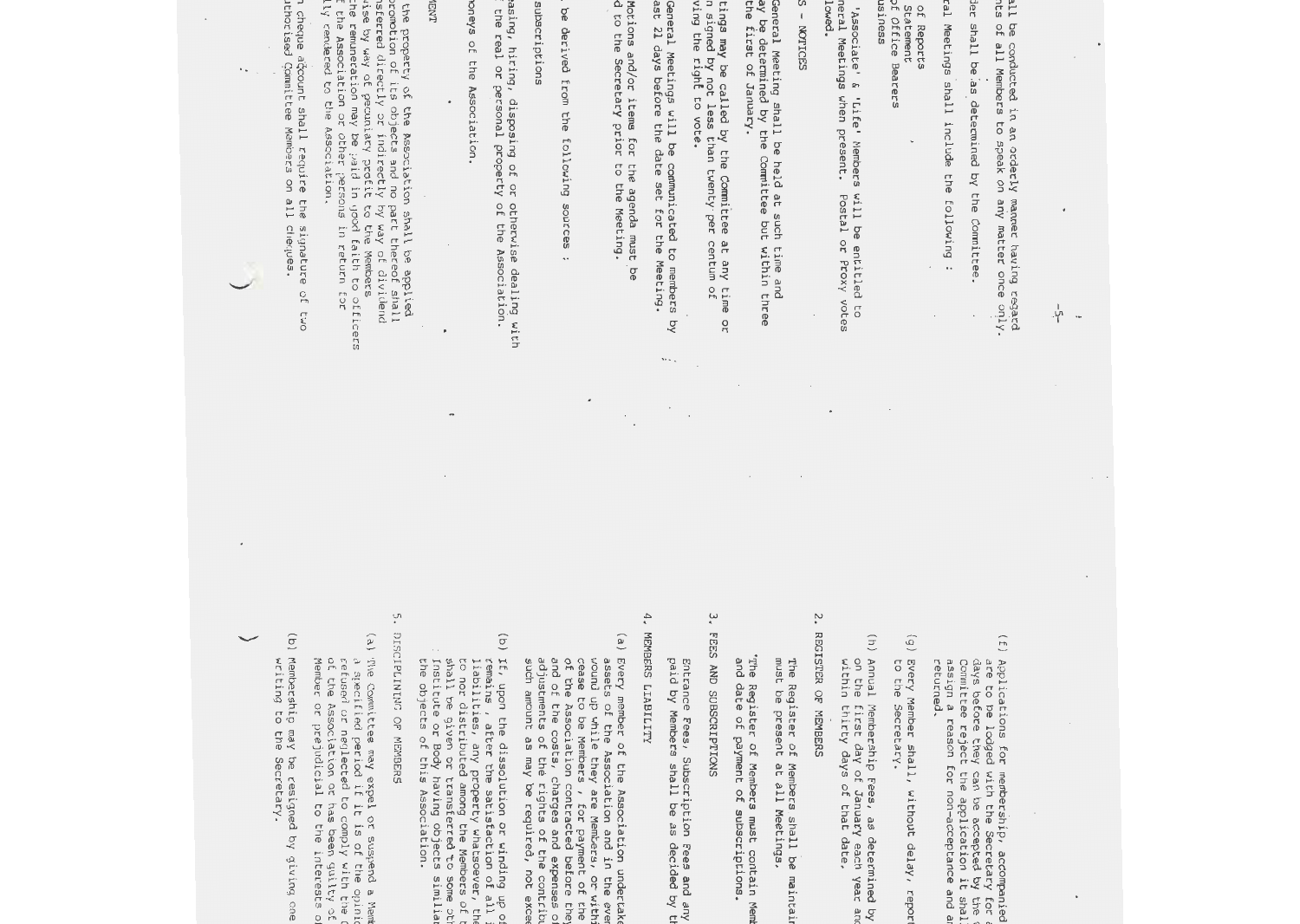all be conducted in an orderly manner having regard
nts of all Members to speak on any matter once only.

der shall be as determined by the Committee.

al Meetings shall include the following :

of Reports
Statement
of Office Bearers
usiness

'Associate' & 'Life' Members will be entitled to
neral Meetings when present. Postal or Proxy votes
lowed.

S - NOTICES

General Meeting shall be held at such time and
ay be determined by the Committee but within three
the first of January.

tings may be called by the Committee at any time or
n signed by not less than twenty per centum of
ving the right to vote.

General Meetings will be communicated to members by
ast 21 days before the date set for the Meeting.

Motions and/or items for the agenda must be
d to the Secretary prior to the Meeting.

be derived from the following sources :

subscriptions

asing, hiring, disposing of or otherwise dealing with
the real or personal property of the Association.

oneys of the Association.

ENT

the property of the Association shall be applied
omotion of its objects and no part thereof shall
nsferred directly or indirectly by way of dividend
ise by way of pecuniary profit to the Members
he remuneration may be paid in good faith to officers
f the Association or other persons in return for
lly rendered to the Association.

n cheque account shall require the signature of two
thorised Committee Members on all cheques.

(f) Applications for membership, accompanied
are to be lodged with the Secretary for
days before they can be accepted by the
Committee reject the application it shal
assign a reason for non-acceptance and a
returned.

(g) Every Member shall, without delay, report
to the Secretary.

(h) Annual Membership Fees, as determined by
on the first day of January each year and
within thirty days of that date.

2. REGISTER OF MEMBERS

The Register of Members shall be maintai
must be present at all Meetings.

"The Register of Members must contain Memb
and date of payment of subscriptions.

3. FEES AND SUBSCRIPTIONS

Entrance Fees, Subscription Fees and any
paid by Members shall be as decided by th

4. MEMBERS LIABILITY

(a) Every member of the Association undertake
assets of the Association and in the even
wound up while they are Members, or withi
cease to be Members, for payment of the
of the Association contracted before they
and of the costs, charges and expenses of
adjustments of the rights of the contribu
such amount as may be required, not excee

(b) If, upon the dissolution or winding up of
remains, after the satisfaction of all i
liabilities, any property whatsoever, the
to nor distributed among the Members of t
shall be given or transferred to some ot
Institute or Body having objects similar
the objects of this Association.

5. DISCIPLINING OF MEMBERS

(a) The Committee may expel or suspend a Memb
a specified period if it is of the opinio
refused or neglected to comply with the
of the Association or has been guilty of
Member or prejudicial to the interests o

(b) Membership may be resigned by giving one
writing to the Secretary.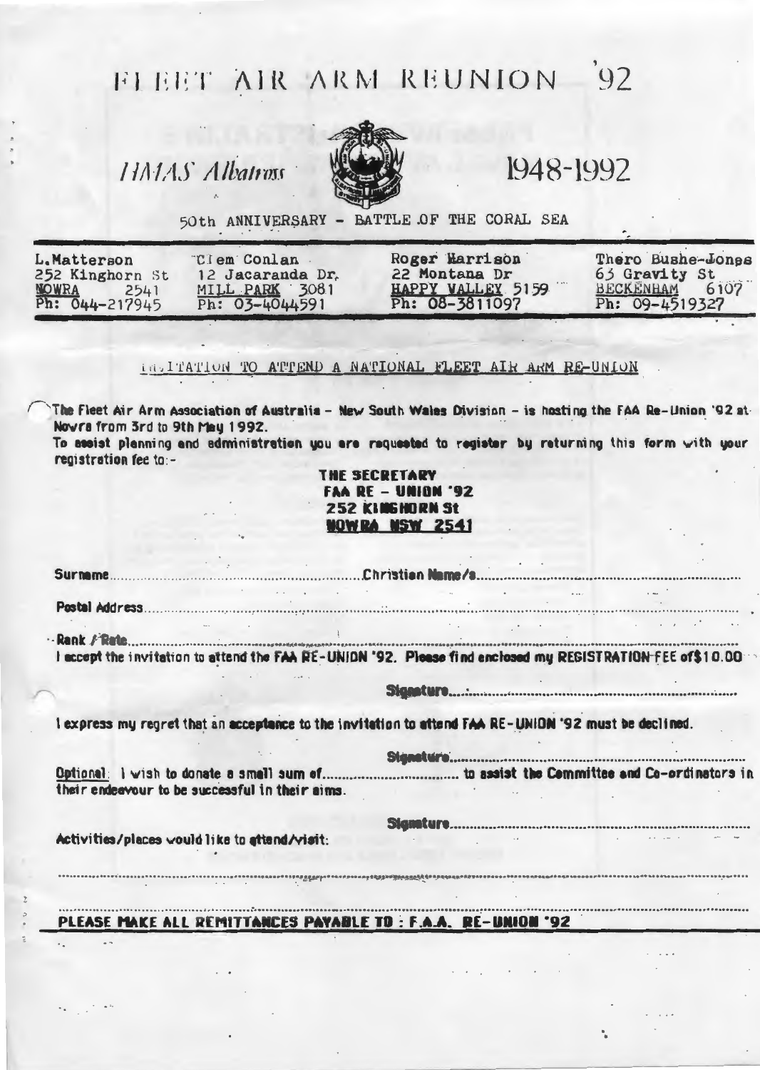# FLEET AIR ARM REUNION '92

*HMAS Albatross* 1948-1992

50th ANNIVERSARY - BATTLE OF THE CORAL SEA

| L.Matterson | Clem Conlan | Roger Harrison | Thero Bushe-Jones |
|---|---|---|---|
| 252 Kinghorn St | 12 Jacaranda Dr. | 22 Montana Dr | 63 Gravity St |
| NOWRA 2541 | MILL PARK 3081 | HAPPY VALLEY 5159 | BECKENHAM 6107 |
| Ph: 044-217945 | Ph: 03-4044591 | Ph: 08-3811097 | Ph: 09-4519327 |

## INVITATION TO ATTEND A NATIONAL FLEET AIR ARM RE-UNION

The Fleet Air Arm Association of Australia - New South Wales Division - is hosting the FAA Re-Union '92 at Nowra from 3rd to 9th May 1992.

To assist planning and administration you are requested to register by returning this form with your registration fee to:-

**THE SECRETARY**
**FAA RE - UNION '92**
**252 KINGHORN St**
**NOWRA NSW 2541**

Surname........................................................Christian Name/s........................................................

Postal Address....................................................................................................................

Rank / Rate........................................................................................................................

I accept the invitation to attend the FAA RE-UNION '92. Please find enclosed my REGISTRATION FEE of $10.00

Signature..................................................................

I express my regret that an acceptance to the invitation to attend FAA RE-UNION '92 must be declined.

Signature..................................................................

Optional: I wish to donate a small sum of.................................. to assist the Committee and Co-ordinators in their endeavour to be successful in their aims.

Signature..................................................................

Activities/places would like to attend/visit:

..........................................................................................................................................

..........................................................................................................................................

**PLEASE MAKE ALL REMITTANCES PAYABLE TO : F.A.A. RE-UNION '92**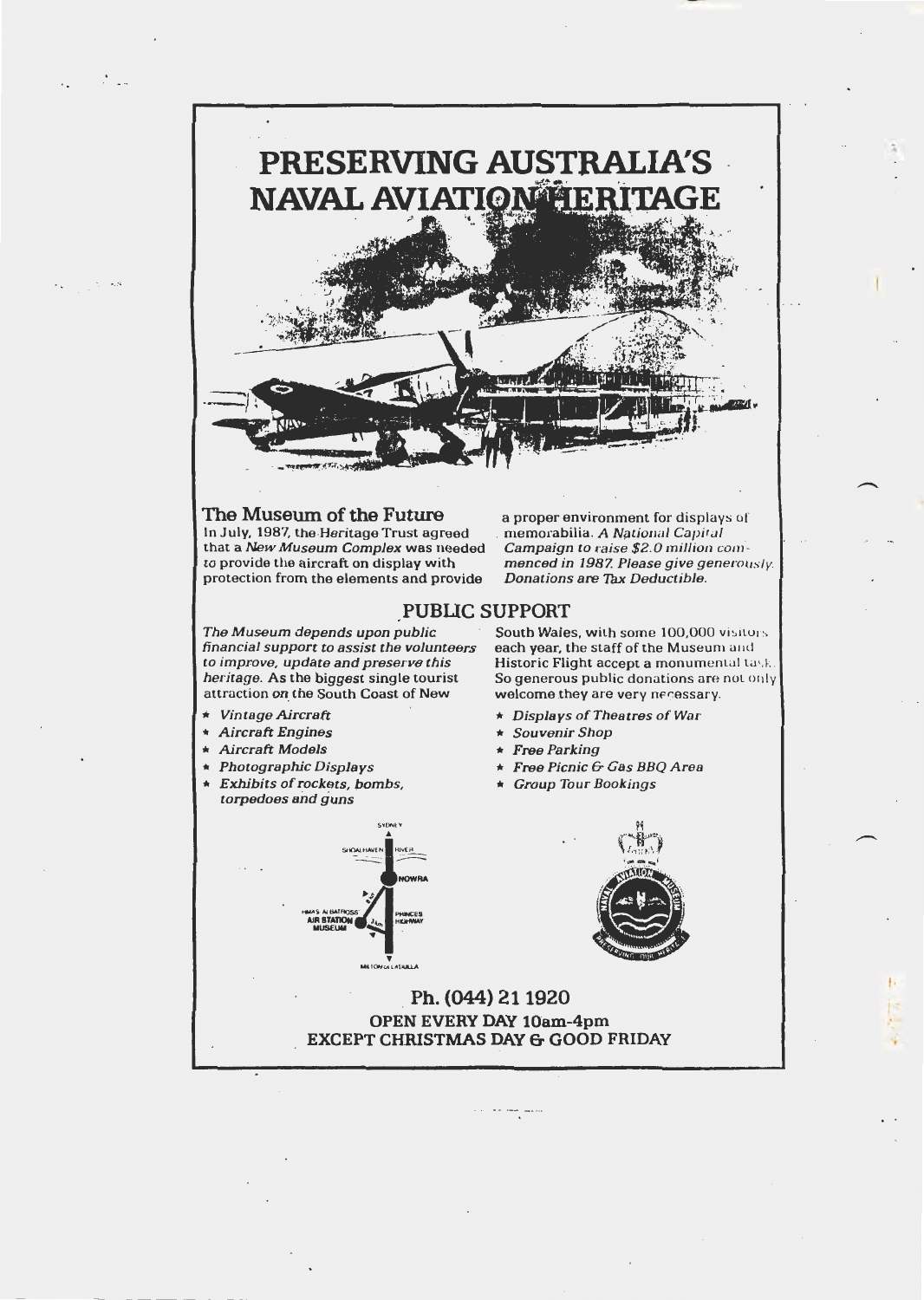# PRESERVING AUSTRALIA'S NAVAL AVIATION HERITAGE

## The Museum of the Future

In July, 1987, the Heritage Trust agreed that a *New Museum Complex* was needed to provide the aircraft on display with protection from the elements and provide a proper environment for displays of memorabilia. *A National Capital Campaign to raise $2.0 million commenced in 1987. Please give generously. Donations are Tax Deductible.*

## PUBLIC SUPPORT

*The Museum depends upon public financial support to assist the volunteers to improve, update and preserve this heritage.* As the biggest single tourist attraction on the South Coast of New South Wales, with some 100,000 visitors each year, the staff of the Museum and Historic Flight accept a monumental task. So generous public donations are not only welcome they are very necessary.

- *Vintage Aircraft*
- *Aircraft Engines*
- *Aircraft Models*
- *Photographic Displays*
- *Exhibits of rockets, bombs, torpedoes and guns*
- *Displays of Theatres of War*
- *Souvenir Shop*
- *Free Parking*
- *Free Picnic & Gas BBQ Area*
- *Group Tour Bookings*

SYDNEY
SHOALHAVEN RIVER
NOWRA
HMAS ALBATROSS AIR STATION MUSEUM
PRINCES HIGHWAY
MILTON & ULLADULLA

NAVAL AVIATION MUSEUM
PRESERVING OUR HERITAGE

**Ph. (044) 21 1920**

**OPEN EVERY DAY 10am-4pm**
**EXCEPT CHRISTMAS DAY & GOOD FRIDAY**